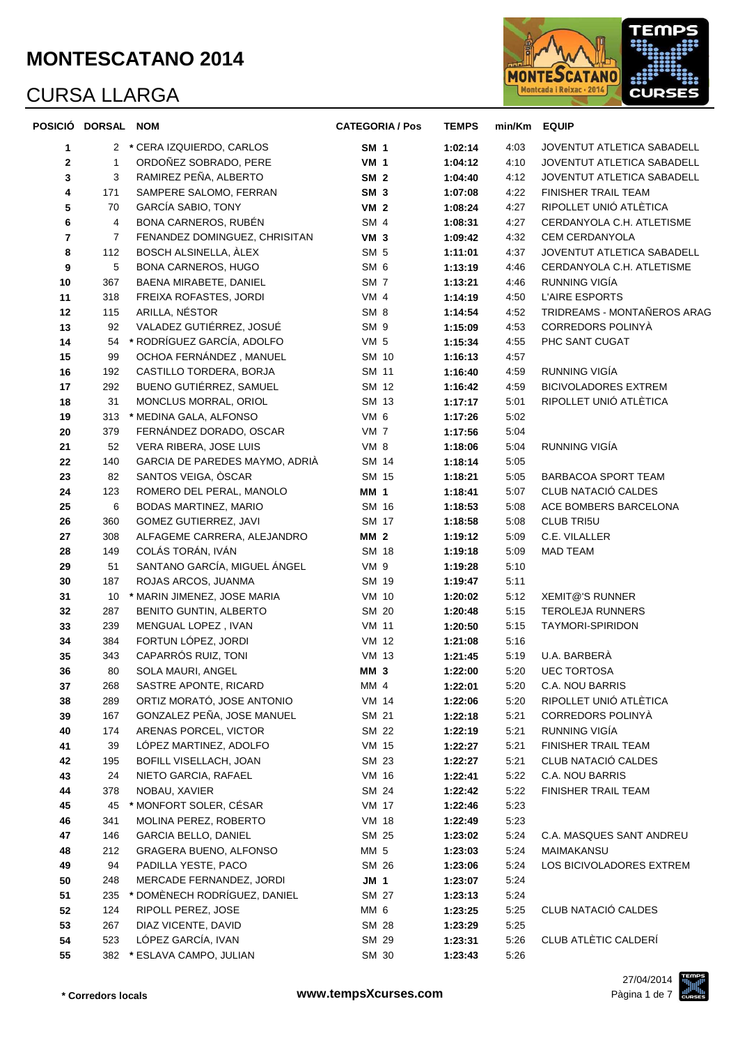# MONTESCATANO 2014

## CURSA LLARGA

| POSICIÓ | DORSAL | NOM | CATEGORIA / Pos | TEMPS | min/Km | EQUIP |
|---|---|---|---|---|---|---|
| 1 | 2 | * CERA IZQUIERDO, CARLOS | **SM 1** | **1:02:14** | 4:03 | JOVENTUT ATLETICA SABADELL |
| 2 | 1 | ORDOÑEZ SOBRADO, PERE | **VM 1** | **1:04:12** | 4:10 | JOVENTUT ATLETICA SABADELL |
| 3 | 3 | RAMIREZ PEÑA, ALBERTO | **SM 2** | **1:04:40** | 4:12 | JOVENTUT ATLETICA SABADELL |
| 4 | 171 | SAMPERE SALOMO, FERRAN | **SM 3** | **1:07:08** | 4:22 | FINISHER TRAIL TEAM |
| 5 | 70 | GARCÍA SABIO, TONY | **VM 2** | **1:08:24** | 4:27 | RIPOLLET UNIÓ ATLÈTICA |
| 6 | 4 | BONA CARNEROS, RUBÉN | SM 4 | **1:08:31** | 4:27 | CERDANYOLA C.H. ATLETISME |
| 7 | 7 | FENANDEZ DOMINGUEZ, CHRISITAN | **VM 3** | **1:09:42** | 4:32 | CEM CERDANYOLA |
| 8 | 112 | BOSCH ALSINELLA, ÀLEX | SM 5 | **1:11:01** | 4:37 | JOVENTUT ATLETICA SABADELL |
| 9 | 5 | BONA CARNEROS, HUGO | SM 6 | **1:13:19** | 4:46 | CERDANYOLA C.H. ATLETISME |
| 10 | 367 | BAENA MIRABETE, DANIEL | SM 7 | **1:13:21** | 4:46 | RUNNING VIGÍA |
| 11 | 318 | FREIXA ROFASTES, JORDI | VM 4 | **1:14:19** | 4:50 | L'AIRE ESPORTS |
| 12 | 115 | ARILLA, NÉSTOR | SM 8 | **1:14:54** | 4:52 | TRIDREAMS - MONTAÑEROS ARAG |
| 13 | 92 | VALADEZ GUTIÉRREZ, JOSUÉ | SM 9 | **1:15:09** | 4:53 | CORREDORS POLINYÀ |
| 14 | 54 | * RODRÍGUEZ GARCÍA, ADOLFO | VM 5 | **1:15:34** | 4:55 | PHC SANT CUGAT |
| 15 | 99 | OCHOA FERNÁNDEZ , MANUEL | SM 10 | **1:16:13** | 4:57 | |
| 16 | 192 | CASTILLO TORDERA, BORJA | SM 11 | **1:16:40** | 4:59 | RUNNING VIGÍA |
| 17 | 292 | BUENO GUTIÉRREZ, SAMUEL | SM 12 | **1:16:42** | 4:59 | BICIVOLADORES EXTREM |
| 18 | 31 | MONCLUS MORRAL, ORIOL | SM 13 | **1:17:17** | 5:01 | RIPOLLET UNIÓ ATLÈTICA |
| 19 | 313 | * MEDINA GALA, ALFONSO | VM 6 | **1:17:26** | 5:02 | |
| 20 | 379 | FERNÁNDEZ DORADO, OSCAR | VM 7 | **1:17:56** | 5:04 | |
| 21 | 52 | VERA RIBERA, JOSE LUIS | VM 8 | **1:18:06** | 5:04 | RUNNING VIGÍA |
| 22 | 140 | GARCIA DE PAREDES MAYMO, ADRIÀ | SM 14 | **1:18:14** | 5:05 | |
| 23 | 82 | SANTOS VEIGA, ÒSCAR | SM 15 | **1:18:21** | 5:05 | BARBACOA SPORT TEAM |
| 24 | 123 | ROMERO DEL PERAL, MANOLO | **MM 1** | **1:18:41** | 5:07 | CLUB NATACIÓ CALDES |
| 25 | 6 | BODAS MARTINEZ, MARIO | SM 16 | **1:18:53** | 5:08 | ACE BOMBERS BARCELONA |
| 26 | 360 | GOMEZ GUTIERREZ, JAVI | SM 17 | **1:18:58** | 5:08 | CLUB TRI5U |
| 27 | 308 | ALFAGEME CARRERA, ALEJANDRO | **MM 2** | **1:19:12** | 5:09 | C.E. VILALLER |
| 28 | 149 | COLÁS TORÁN, IVÁN | SM 18 | **1:19:18** | 5:09 | MAD TEAM |
| 29 | 51 | SANTANO GARCÍA, MIGUEL ÁNGEL | VM 9 | **1:19:28** | 5:10 | |
| 30 | 187 | ROJAS ARCOS, JUANMA | SM 19 | **1:19:47** | 5:11 | |
| 31 | 10 | * MARIN JIMENEZ, JOSE MARIA | VM 10 | **1:20:02** | 5:12 | XEMIT@'S RUNNER |
| 32 | 287 | BENITO GUNTIN, ALBERTO | SM 20 | **1:20:48** | 5:15 | TEROLEJA RUNNERS |
| 33 | 239 | MENGUAL LOPEZ , IVAN | VM 11 | **1:20:50** | 5:15 | TAYMORI-SPIRIDON |
| 34 | 384 | FORTUN LÓPEZ, JORDI | VM 12 | **1:21:08** | 5:16 | |
| 35 | 343 | CAPARRÓS RUIZ, TONI | VM 13 | **1:21:45** | 5:19 | U.A. BARBERÀ |
| 36 | 80 | SOLA MAURI, ANGEL | **MM 3** | **1:22:00** | 5:20 | UEC TORTOSA |
| 37 | 268 | SASTRE APONTE, RICARD | MM 4 | **1:22:01** | 5:20 | C.A. NOU BARRIS |
| 38 | 289 | ORTIZ MORATÓ, JOSE ANTONIO | VM 14 | **1:22:06** | 5:20 | RIPOLLET UNIÓ ATLÈTICA |
| 39 | 167 | GONZALEZ PEÑA, JOSE MANUEL | SM 21 | **1:22:18** | 5:21 | CORREDORS POLINYÀ |
| 40 | 174 | ARENAS PORCEL, VICTOR | SM 22 | **1:22:19** | 5:21 | RUNNING VIGÍA |
| 41 | 39 | LÓPEZ MARTINEZ, ADOLFO | VM 15 | **1:22:27** | 5:21 | FINISHER TRAIL TEAM |
| 42 | 195 | BOFILL VISELLACH, JOAN | SM 23 | **1:22:27** | 5:21 | CLUB NATACIÓ CALDES |
| 43 | 24 | NIETO GARCIA, RAFAEL | VM 16 | **1:22:41** | 5:22 | C.A. NOU BARRIS |
| 44 | 378 | NOBAU, XAVIER | SM 24 | **1:22:42** | 5:22 | FINISHER TRAIL TEAM |
| 45 | 45 | * MONFORT SOLER, CÉSAR | VM 17 | **1:22:46** | 5:23 | |
| 46 | 341 | MOLINA PEREZ, ROBERTO | VM 18 | **1:22:49** | 5:23 | |
| 47 | 146 | GARCIA BELLO, DANIEL | SM 25 | **1:23:02** | 5:24 | C.A. MASQUES SANT ANDREU |
| 48 | 212 | GRAGERA BUENO, ALFONSO | MM 5 | **1:23:03** | 5:24 | MAIMAKANSU |
| 49 | 94 | PADILLA YESTE, PACO | SM 26 | **1:23:06** | 5:24 | LOS BICIVOLADORES EXTREM |
| 50 | 248 | MERCADE FERNANDEZ, JORDI | **JM 1** | **1:23:07** | 5:24 | |
| 51 | 235 | * DOMÈNECH RODRÍGUEZ, DANIEL | SM 27 | **1:23:13** | 5:24 | |
| 52 | 124 | RIPOLL PEREZ, JOSE | MM 6 | **1:23:25** | 5:25 | CLUB NATACIÓ CALDES |
| 53 | 267 | DIAZ VICENTE, DAVID | SM 28 | **1:23:29** | 5:25 | |
| 54 | 523 | LÓPEZ GARCÍA, IVAN | SM 29 | **1:23:31** | 5:26 | CLUB ATLÈTIC CALDERÍ |
| 55 | 382 | * ESLAVA CAMPO, JULIAN | SM 30 | **1:23:43** | 5:26 | |

**\* Corredors locals**

**www.tempsXcurses.com**

27/04/2014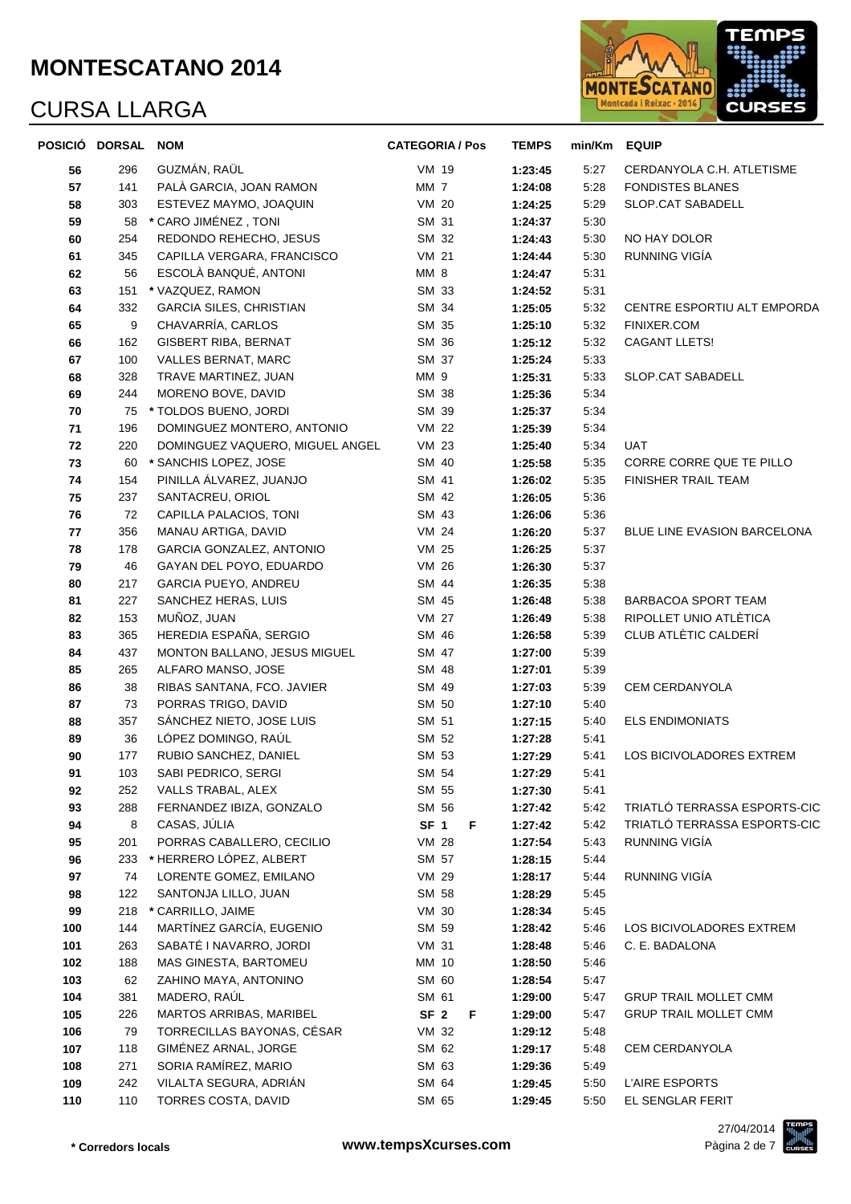# MONTESCATANO 2014

## CURSA LLARGA

| POSICIÓ | DORSAL | NOM | CATEGORIA / Pos | | TEMPS | min/Km | EQUIP |
|---|---|---|---|---|---|---|---|
| 56 | 296 | GUZMÁN, RAÜL | VM 19 | | **1:23:45** | 5:27 | CERDANYOLA C.H. ATLETISME |
| 57 | 141 | PALÀ GARCIA, JOAN RAMON | MM 7 | | **1:24:08** | 5:28 | FONDISTES BLANES |
| 58 | 303 | ESTEVEZ MAYMO, JOAQUIN | VM 20 | | **1:24:25** | 5:29 | SLOP.CAT SABADELL |
| 59 | 58 | * CARO JIMÉNEZ , TONI | SM 31 | | **1:24:37** | 5:30 | |
| 60 | 254 | REDONDO REHECHO, JESUS | SM 32 | | **1:24:43** | 5:30 | NO HAY DOLOR |
| 61 | 345 | CAPILLA VERGARA, FRANCISCO | VM 21 | | **1:24:44** | 5:30 | RUNNING VIGÍA |
| 62 | 56 | ESCOLÀ BANQUÉ, ANTONI | MM 8 | | **1:24:47** | 5:31 | |
| 63 | 151 | * VAZQUEZ, RAMON | SM 33 | | **1:24:52** | 5:31 | |
| 64 | 332 | GARCIA SILES, CHRISTIAN | SM 34 | | **1:25:05** | 5:32 | CENTRE ESPORTIU ALT EMPORDA |
| 65 | 9 | CHAVARRÍA, CARLOS | SM 35 | | **1:25:10** | 5:32 | FINIXER.COM |
| 66 | 162 | GISBERT RIBA, BERNAT | SM 36 | | **1:25:12** | 5:32 | CAGANT LLETS! |
| 67 | 100 | VALLES BERNAT, MARC | SM 37 | | **1:25:24** | 5:33 | |
| 68 | 328 | TRAVE MARTINEZ, JUAN | MM 9 | | **1:25:31** | 5:33 | SLOP.CAT SABADELL |
| 69 | 244 | MORENO BOVE, DAVID | SM 38 | | **1:25:36** | 5:34 | |
| 70 | 75 | * TOLDOS BUENO, JORDI | SM 39 | | **1:25:37** | 5:34 | |
| 71 | 196 | DOMINGUEZ MONTERO, ANTONIO | VM 22 | | **1:25:39** | 5:34 | |
| 72 | 220 | DOMINGUEZ VAQUERO, MIGUEL ANGEL | VM 23 | | **1:25:40** | 5:34 | UAT |
| 73 | 60 | * SANCHIS LOPEZ, JOSE | SM 40 | | **1:25:58** | 5:35 | CORRE CORRE QUE TE PILLO |
| 74 | 154 | PINILLA ÁLVAREZ, JUANJO | SM 41 | | **1:26:02** | 5:35 | FINISHER TRAIL TEAM |
| 75 | 237 | SANTACREU, ORIOL | SM 42 | | **1:26:05** | 5:36 | |
| 76 | 72 | CAPILLA PALACIOS, TONI | SM 43 | | **1:26:06** | 5:36 | |
| 77 | 356 | MANAU ARTIGA, DAVID | VM 24 | | **1:26:20** | 5:37 | BLUE LINE EVASION BARCELONA |
| 78 | 178 | GARCIA GONZALEZ, ANTONIO | VM 25 | | **1:26:25** | 5:37 | |
| 79 | 46 | GAYAN DEL POYO, EDUARDO | VM 26 | | **1:26:30** | 5:37 | |
| 80 | 217 | GARCIA PUEYO, ANDREU | SM 44 | | **1:26:35** | 5:38 | |
| 81 | 227 | SANCHEZ HERAS, LUIS | SM 45 | | **1:26:48** | 5:38 | BARBACOA SPORT TEAM |
| 82 | 153 | MUÑOZ, JUAN | VM 27 | | **1:26:49** | 5:38 | RIPOLLET UNIO ATLÈTICA |
| 83 | 365 | HEREDIA ESPAÑA, SERGIO | SM 46 | | **1:26:58** | 5:39 | CLUB ATLÈTIC CALDERÍ |
| 84 | 437 | MONTON BALLANO, JESUS MIGUEL | SM 47 | | **1:27:00** | 5:39 | |
| 85 | 265 | ALFARO MANSO, JOSE | SM 48 | | **1:27:01** | 5:39 | |
| 86 | 38 | RIBAS SANTANA, FCO. JAVIER | SM 49 | | **1:27:03** | 5:39 | CEM CERDANYOLA |
| 87 | 73 | PORRAS TRIGO, DAVID | SM 50 | | **1:27:10** | 5:40 | |
| 88 | 357 | SÁNCHEZ NIETO, JOSE LUIS | SM 51 | | **1:27:15** | 5:40 | ELS ENDIMONIATS |
| 89 | 36 | LÓPEZ DOMINGO, RAÚL | SM 52 | | **1:27:28** | 5:41 | |
| 90 | 177 | RUBIO SANCHEZ, DANIEL | SM 53 | | **1:27:29** | 5:41 | LOS BICIVOLADORES EXTREM |
| 91 | 103 | SABI PEDRICO, SERGI | SM 54 | | **1:27:29** | 5:41 | |
| 92 | 252 | VALLS TRABAL, ALEX | SM 55 | | **1:27:30** | 5:41 | |
| 93 | 288 | FERNANDEZ IBIZA, GONZALO | SM 56 | | **1:27:42** | 5:42 | TRIATLÓ TERRASSA ESPORTS-CIC |
| 94 | 8 | CASAS, JÚLIA | **SF 1** | **F** | **1:27:42** | 5:42 | TRIATLÓ TERRASSA ESPORTS-CIC |
| 95 | 201 | PORRAS CABALLERO, CECILIO | VM 28 | | **1:27:54** | 5:43 | RUNNING VIGÍA |
| 96 | 233 | * HERRERO LÓPEZ, ALBERT | SM 57 | | **1:28:15** | 5:44 | |
| 97 | 74 | LORENTE GOMEZ, EMILANO | VM 29 | | **1:28:17** | 5:44 | RUNNING VIGÍA |
| 98 | 122 | SANTONJA LILLO, JUAN | SM 58 | | **1:28:29** | 5:45 | |
| 99 | 218 | * CARRILLO, JAIME | VM 30 | | **1:28:34** | 5:45 | |
| 100 | 144 | MARTÍNEZ GARCÍA, EUGENIO | SM 59 | | **1:28:42** | 5:46 | LOS BICIVOLADORES EXTREM |
| 101 | 263 | SABATÉ I NAVARRO, JORDI | VM 31 | | **1:28:48** | 5:46 | C. E. BADALONA |
| 102 | 188 | MAS GINESTA, BARTOMEU | MM 10 | | **1:28:50** | 5:46 | |
| 103 | 62 | ZAHINO MAYA, ANTONINO | SM 60 | | **1:28:54** | 5:47 | |
| 104 | 381 | MADERO, RAÚL | SM 61 | | **1:29:00** | 5:47 | GRUP TRAIL MOLLET CMM |
| 105 | 226 | MARTOS ARRIBAS, MARIBEL | **SF 2** | **F** | **1:29:00** | 5:47 | GRUP TRAIL MOLLET CMM |
| 106 | 79 | TORRECILLAS BAYONAS, CÉSAR | VM 32 | | **1:29:12** | 5:48 | |
| 107 | 118 | GIMÉNEZ ARNAL, JORGE | SM 62 | | **1:29:17** | 5:48 | CEM CERDANYOLA |
| 108 | 271 | SORIA RAMÍREZ, MARIO | SM 63 | | **1:29:36** | 5:49 | |
| 109 | 242 | VILALTA SEGURA, ADRIÁN | SM 64 | | **1:29:45** | 5:50 | L'AIRE ESPORTS |
| 110 | 110 | TORRES COSTA, DAVID | SM 65 | | **1:29:45** | 5:50 | EL SENGLAR FERIT |

**\* Corredors locals**

**www.tempsXcurses.com**

27/04/2014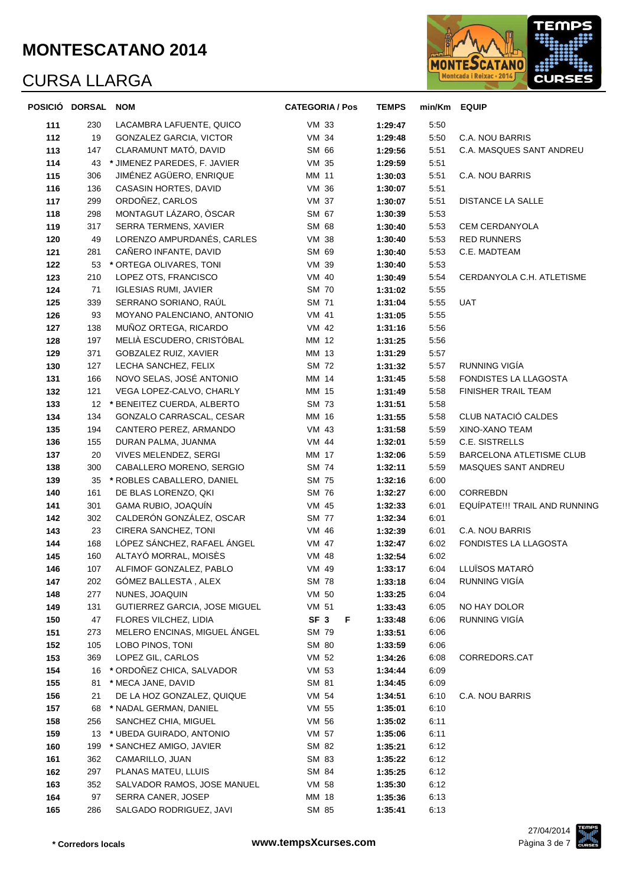# MONTESCATANO 2014

## CURSA LLARGA

| POSICIÓ | DORSAL | NOM | CATEGORIA / Pos | | TEMPS | min/Km | EQUIP |
|---|---|---|---|---|---|---|---|
| 111 | 230 | LACAMBRA LAFUENTE, QUICO | VM 33 | | 1:29:47 | 5:50 | |
| 112 | 19 | GONZALEZ GARCIA, VICTOR | VM 34 | | 1:29:48 | 5:50 | C.A. NOU BARRIS |
| 113 | 147 | CLARAMUNT MATÓ, DAVID | SM 66 | | 1:29:56 | 5:51 | C.A. MASQUES SANT ANDREU |
| 114 | 43 | * JIMENEZ PAREDES, F. JAVIER | VM 35 | | 1:29:59 | 5:51 | |
| 115 | 306 | JIMÉNEZ AGÜERO, ENRIQUE | MM 11 | | 1:30:03 | 5:51 | C.A. NOU BARRIS |
| 116 | 136 | CASASIN HORTES, DAVID | VM 36 | | 1:30:07 | 5:51 | |
| 117 | 299 | ORDOÑEZ, CARLOS | VM 37 | | 1:30:07 | 5:51 | DISTANCE LA SALLE |
| 118 | 298 | MONTAGUT LÁZARO, ÒSCAR | SM 67 | | 1:30:39 | 5:53 | |
| 119 | 317 | SERRA TERMENS, XAVIER | SM 68 | | 1:30:40 | 5:53 | CEM CERDANYOLA |
| 120 | 49 | LORENZO AMPURDANÉS, CARLES | VM 38 | | 1:30:40 | 5:53 | RED RUNNERS |
| 121 | 281 | CAÑERO INFANTE, DAVID | SM 69 | | 1:30:40 | 5:53 | C.E. MADTEAM |
| 122 | 53 | * ORTEGA OLIVARES, TONI | VM 39 | | 1:30:40 | 5:53 | |
| 123 | 210 | LOPEZ OTS, FRANCISCO | VM 40 | | 1:30:49 | 5:54 | CERDANYOLA C.H. ATLETISME |
| 124 | 71 | IGLESIAS RUMI, JAVIER | SM 70 | | 1:31:02 | 5:55 | |
| 125 | 339 | SERRANO SORIANO, RAÚL | SM 71 | | 1:31:04 | 5:55 | UAT |
| 126 | 93 | MOYANO PALENCIANO, ANTONIO | VM 41 | | 1:31:05 | 5:55 | |
| 127 | 138 | MUÑOZ ORTEGA, RICARDO | VM 42 | | 1:31:16 | 5:56 | |
| 128 | 197 | MELIÀ ESCUDERO, CRISTÓBAL | MM 12 | | 1:31:25 | 5:56 | |
| 129 | 371 | GOBZALEZ RUIZ, XAVIER | MM 13 | | 1:31:29 | 5:57 | |
| 130 | 127 | LECHA SANCHEZ, FELIX | SM 72 | | 1:31:32 | 5:57 | RUNNING VIGÍA |
| 131 | 166 | NOVO SELAS, JOSÉ ANTONIO | MM 14 | | 1:31:45 | 5:58 | FONDISTES LA LLAGOSTA |
| 132 | 121 | VEGA LOPEZ-CALVO, CHARLY | MM 15 | | 1:31:49 | 5:58 | FINISHER TRAIL TEAM |
| 133 | 12 | * BENEITEZ CUERDA, ALBERTO | SM 73 | | 1:31:51 | 5:58 | |
| 134 | 134 | GONZALO CARRASCAL, CESAR | MM 16 | | 1:31:55 | 5:58 | CLUB NATACIÓ CALDES |
| 135 | 194 | CANTERO PEREZ, ARMANDO | VM 43 | | 1:31:58 | 5:59 | XINO-XANO TEAM |
| 136 | 155 | DURAN PALMA, JUANMA | VM 44 | | 1:32:01 | 5:59 | C.E. SISTRELLS |
| 137 | 20 | VIVES MELENDEZ, SERGI | MM 17 | | 1:32:06 | 5:59 | BARCELONA ATLETISME CLUB |
| 138 | 300 | CABALLERO MORENO, SERGIO | SM 74 | | 1:32:11 | 5:59 | MASQUES SANT ANDREU |
| 139 | 35 | * ROBLES CABALLERO, DANIEL | SM 75 | | 1:32:16 | 6:00 | |
| 140 | 161 | DE BLAS LORENZO, QKI | SM 76 | | 1:32:27 | 6:00 | CORREBDN |
| 141 | 301 | GAMA RUBIO, JOAQUÍN | VM 45 | | 1:32:33 | 6:01 | EQUÍPATE!!! TRAIL AND RUNNING |
| 142 | 302 | CALDERÓN GONZÁLEZ, OSCAR | SM 77 | | 1:32:34 | 6:01 | |
| 143 | 23 | CIRERA SANCHEZ, TONI | VM 46 | | 1:32:39 | 6:01 | C.A. NOU BARRIS |
| 144 | 168 | LÓPEZ SÁNCHEZ, RAFAEL ÁNGEL | VM 47 | | 1:32:47 | 6:02 | FONDISTES LA LLAGOSTA |
| 145 | 160 | ALTAYÓ MORRAL, MOISÈS | VM 48 | | 1:32:54 | 6:02 | |
| 146 | 107 | ALFIMOF GONZALEZ, PABLO | VM 49 | | 1:33:17 | 6:04 | LLUÏSOS MATARÓ |
| 147 | 202 | GÓMEZ BALLESTA , ALEX | SM 78 | | 1:33:18 | 6:04 | RUNNING VIGÍA |
| 148 | 277 | NUNES, JOAQUIN | VM 50 | | 1:33:25 | 6:04 | |
| 149 | 131 | GUTIERREZ GARCIA, JOSE MIGUEL | VM 51 | | 1:33:43 | 6:05 | NO HAY DOLOR |
| 150 | 47 | FLORES VILCHEZ, LIDIA | **SF 3** | **F** | 1:33:48 | 6:06 | RUNNING VIGÍA |
| 151 | 273 | MELERO ENCINAS, MIGUEL ÁNGEL | SM 79 | | 1:33:51 | 6:06 | |
| 152 | 105 | LOBO PINOS, TONI | SM 80 | | 1:33:59 | 6:06 | |
| 153 | 369 | LOPEZ GIL, CARLOS | VM 52 | | 1:34:26 | 6:08 | CORREDORS.CAT |
| 154 | 16 | * ORDOÑEZ CHICA, SALVADOR | VM 53 | | 1:34:44 | 6:09 | |
| 155 | 81 | * MECA JANE, DAVID | SM 81 | | 1:34:45 | 6:09 | |
| 156 | 21 | DE LA HOZ GONZALEZ, QUIQUE | VM 54 | | 1:34:51 | 6:10 | C.A. NOU BARRIS |
| 157 | 68 | * NADAL GERMAN, DANIEL | VM 55 | | 1:35:01 | 6:10 | |
| 158 | 256 | SANCHEZ CHIA, MIGUEL | VM 56 | | 1:35:02 | 6:11 | |
| 159 | 13 | * UBEDA GUIRADO, ANTONIO | VM 57 | | 1:35:06 | 6:11 | |
| 160 | 199 | * SANCHEZ AMIGO, JAVIER | SM 82 | | 1:35:21 | 6:12 | |
| 161 | 362 | CAMARILLO, JUAN | SM 83 | | 1:35:22 | 6:12 | |
| 162 | 297 | PLANAS MATEU, LLUIS | SM 84 | | 1:35:25 | 6:12 | |
| 163 | 352 | SALVADOR RAMOS, JOSE MANUEL | VM 58 | | 1:35:30 | 6:12 | |
| 164 | 97 | SERRA CANER, JOSEP | MM 18 | | 1:35:36 | 6:13 | |
| 165 | 286 | SALGADO RODRIGUEZ, JAVI | SM 85 | | 1:35:41 | 6:13 | |

**\* Corredors locals**

**www.tempsXcurses.com**

27/04/2014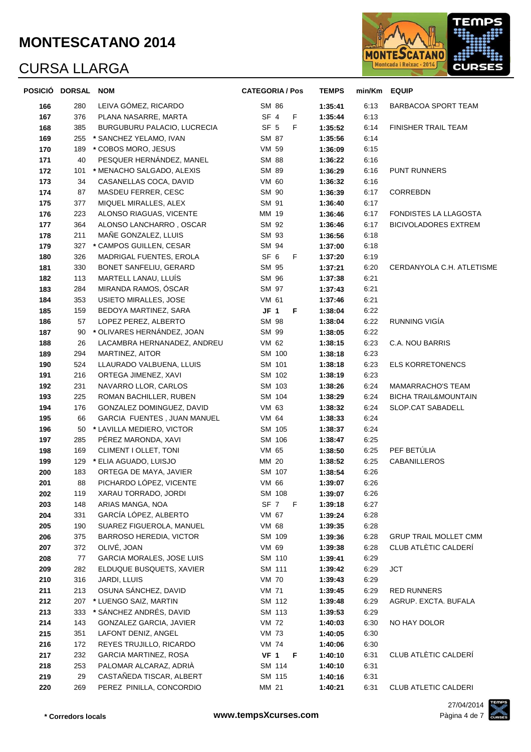# MONTESCATANO 2014

## CURSA LLARGA

| POSICIÓ | DORSAL | NOM | CATEGORIA / Pos | | TEMPS | min/Km | EQUIP |
|---|---|---|---|---|---|---|---|
| 166 | 280 | LEIVA GÓMEZ, RICARDO | SM 86 | | 1:35:41 | 6:13 | BARBACOA SPORT TEAM |
| 167 | 376 | PLANA NASARRE, MARTA | SF 4 | F | 1:35:44 | 6:13 | |
| 168 | 385 | BURGUBURU PALACIO, LUCRECIA | SF 5 | F | 1:35:52 | 6:14 | FINISHER TRAIL TEAM |
| 169 | 255 | * SANCHEZ YELAMO, IVAN | SM 87 | | 1:35:56 | 6:14 | |
| 170 | 189 | * COBOS MORO, JESUS | VM 59 | | 1:36:09 | 6:15 | |
| 171 | 40 | PESQUER HERNÁNDEZ, MANEL | SM 88 | | 1:36:22 | 6:16 | |
| 172 | 101 | * MENACHO SALGADO, ALEXIS | SM 89 | | 1:36:29 | 6:16 | PUNT RUNNERS |
| 173 | 34 | CASANELLAS COCA, DAVID | VM 60 | | 1:36:32 | 6:16 | |
| 174 | 87 | MASDEU FERRER, CESC | SM 90 | | 1:36:39 | 6:17 | CORREBDN |
| 175 | 377 | MIQUEL MIRALLES, ALEX | SM 91 | | 1:36:40 | 6:17 | |
| 176 | 223 | ALONSO RIAGUAS, VICENTE | MM 19 | | 1:36:46 | 6:17 | FONDISTES LA LLAGOSTA |
| 177 | 364 | ALONSO LANCHARRO , OSCAR | SM 92 | | 1:36:46 | 6:17 | BICIVOLADORES EXTREM |
| 178 | 211 | MAÑE GONZALEZ, LLUIS | SM 93 | | 1:36:56 | 6:18 | |
| 179 | 327 | * CAMPOS GUILLEN, CESAR | SM 94 | | 1:37:00 | 6:18 | |
| 180 | 326 | MADRIGAL FUENTES, EROLA | SF 6 | F | 1:37:20 | 6:19 | |
| 181 | 330 | BONET SANFELIU, GERARD | SM 95 | | 1:37:21 | 6:20 | CERDANYOLA C.H. ATLETISME |
| 182 | 113 | MARTELL LANAU, LLUÍS | SM 96 | | 1:37:38 | 6:21 | |
| 183 | 284 | MIRANDA RAMOS, ÓSCAR | SM 97 | | 1:37:43 | 6:21 | |
| 184 | 353 | USIETO MIRALLES, JOSE | VM 61 | | 1:37:46 | 6:21 | |
| 185 | 159 | BEDOYA MARTINEZ, SARA | **JF 1** | **F** | 1:38:04 | 6:22 | |
| 186 | 57 | LOPEZ PEREZ, ALBERTO | SM 98 | | 1:38:04 | 6:22 | RUNNING VIGÍA |
| 187 | 90 | * OLIVARES HERNÁNDEZ, JOAN | SM 99 | | 1:38:05 | 6:22 | |
| 188 | 26 | LACAMBRA HERNANADEZ, ANDREU | VM 62 | | 1:38:15 | 6:23 | C.A. NOU BARRIS |
| 189 | 294 | MARTINEZ, AITOR | SM 100 | | 1:38:18 | 6:23 | |
| 190 | 524 | LLAURADO VALBUENA, LLUIS | SM 101 | | 1:38:18 | 6:23 | ELS KORRETONENCS |
| 191 | 216 | ORTEGA JIMENEZ, XAVI | SM 102 | | 1:38:19 | 6:23 | |
| 192 | 231 | NAVARRO LLOR, CARLOS | SM 103 | | 1:38:26 | 6:24 | MAMARRACHO'S TEAM |
| 193 | 225 | ROMAN BACHILLER, RUBEN | SM 104 | | 1:38:29 | 6:24 | BICHA TRAIL&MOUNTAIN |
| 194 | 176 | GONZALEZ DOMINGUEZ, DAVID | VM 63 | | 1:38:32 | 6:24 | SLOP.CAT SABADELL |
| 195 | 66 | GARCIA FUENTES , JUAN MANUEL | VM 64 | | 1:38:33 | 6:24 | |
| 196 | 50 | * LAVILLA MEDIERO, VICTOR | SM 105 | | 1:38:37 | 6:24 | |
| 197 | 285 | PÉREZ MARONDA, XAVI | SM 106 | | 1:38:47 | 6:25 | |
| 198 | 169 | CLIMENT I OLLET, TONI | VM 65 | | 1:38:50 | 6:25 | PEF BETÚLIA |
| 199 | 129 | * ELIA AGUADO, LUISJO | MM 20 | | 1:38:52 | 6:25 | CABANILLEROS |
| 200 | 183 | ORTEGA DE MAYA, JAVIER | SM 107 | | 1:38:54 | 6:26 | |
| 201 | 88 | PICHARDO LÓPEZ, VICENTE | VM 66 | | 1:39:07 | 6:26 | |
| 202 | 119 | XARAU TORRADO, JORDI | SM 108 | | 1:39:07 | 6:26 | |
| 203 | 148 | ARIAS MANGA, NOA | SF 7 | F | 1:39:18 | 6:27 | |
| 204 | 331 | GARCÍA LÓPEZ, ALBERTO | VM 67 | | 1:39:24 | 6:28 | |
| 205 | 190 | SUAREZ FIGUEROLA, MANUEL | VM 68 | | 1:39:35 | 6:28 | |
| 206 | 375 | BARROSO HEREDIA, VICTOR | SM 109 | | 1:39:36 | 6:28 | GRUP TRAIL MOLLET CMM |
| 207 | 372 | OLIVÉ, JOAN | VM 69 | | 1:39:38 | 6:28 | CLUB ATLÈTIC CALDERÍ |
| 208 | 77 | GARCIA MORALES, JOSE LUIS | SM 110 | | 1:39:41 | 6:29 | |
| 209 | 282 | ELDUQUE BUSQUETS, XAVIER | SM 111 | | 1:39:42 | 6:29 | JCT |
| 210 | 316 | JARDI, LLUIS | VM 70 | | 1:39:43 | 6:29 | |
| 211 | 213 | OSUNA SÁNCHEZ, DAVID | VM 71 | | 1:39:45 | 6:29 | RED RUNNERS |
| 212 | 207 | * LUENGO SAIZ, MARTIN | SM 112 | | 1:39:48 | 6:29 | AGRUP. EXCTA. BUFALA |
| 213 | 333 | * SÁNCHEZ ANDRÉS, DAVID | SM 113 | | 1:39:53 | 6:29 | |
| 214 | 143 | GONZALEZ GARCIA, JAVIER | VM 72 | | 1:40:03 | 6:30 | NO HAY DOLOR |
| 215 | 351 | LAFONT DENIZ, ANGEL | VM 73 | | 1:40:05 | 6:30 | |
| 216 | 172 | REYES TRUJILLO, RICARDO | VM 74 | | 1:40:06 | 6:30 | |
| 217 | 232 | GARCIA MARTINEZ, ROSA | **VF 1** | **F** | 1:40:10 | 6:31 | CLUB ATLÈTIC CALDERÍ |
| 218 | 253 | PALOMAR ALCARAZ, ADRIÀ | SM 114 | | 1:40:10 | 6:31 | |
| 219 | 29 | CASTAÑEDA TISCAR, ALBERT | SM 115 | | 1:40:16 | 6:31 | |
| 220 | 269 | PEREZ PINILLA, CONCORDIO | MM 21 | | 1:40:21 | 6:31 | CLUB ATLETIC CALDERI |

**\* Corredors locals**

**www.tempsXcurses.com**

27/04/2014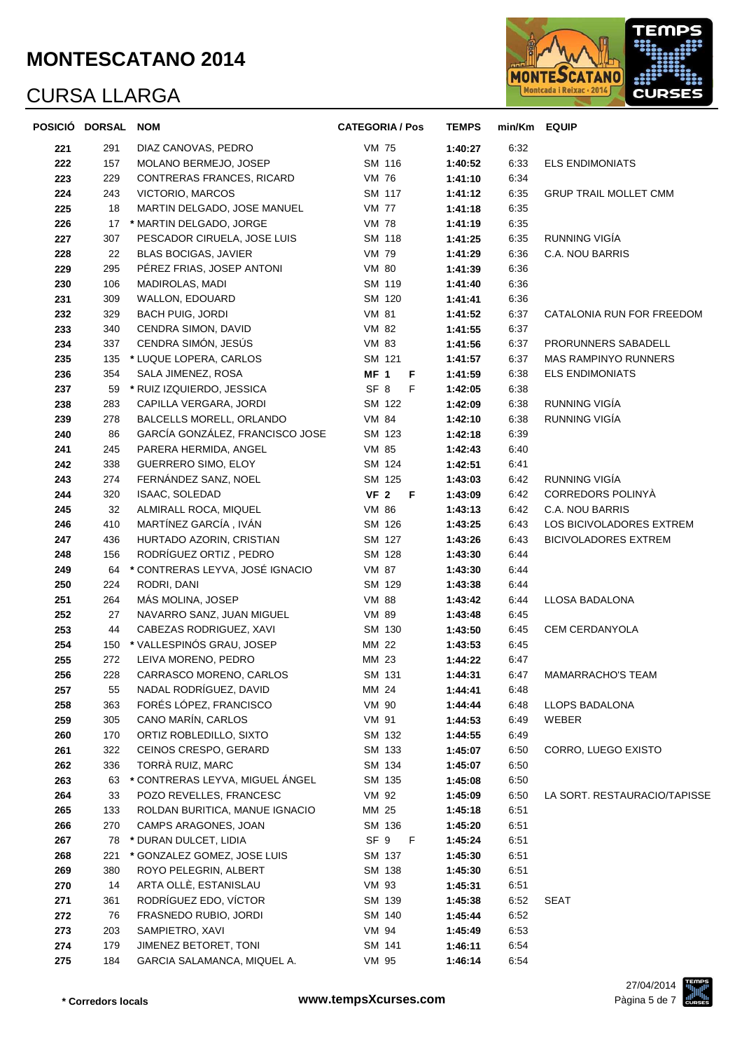# MONTESCATANO 2014

## CURSA LLARGA

| POSICIÓ | DORSAL | NOM | CATEGORIA / Pos | | TEMPS | min/Km | EQUIP |
|---|---|---|---|---|---|---|---|
| 221 | 291 | DIAZ CANOVAS, PEDRO | VM 75 | | 1:40:27 | 6:32 | |
| 222 | 157 | MOLANO BERMEJO, JOSEP | SM 116 | | 1:40:52 | 6:33 | ELS ENDIMONIATS |
| 223 | 229 | CONTRERAS FRANCES, RICARD | VM 76 | | 1:41:10 | 6:34 | |
| 224 | 243 | VICTORIO, MARCOS | SM 117 | | 1:41:12 | 6:35 | GRUP TRAIL MOLLET CMM |
| 225 | 18 | MARTIN DELGADO, JOSE MANUEL | VM 77 | | 1:41:18 | 6:35 | |
| 226 | 17 | * MARTIN DELGADO, JORGE | VM 78 | | 1:41:19 | 6:35 | |
| 227 | 307 | PESCADOR CIRUELA, JOSE LUIS | SM 118 | | 1:41:25 | 6:35 | RUNNING VIGÍA |
| 228 | 22 | BLAS BOCIGAS, JAVIER | VM 79 | | 1:41:29 | 6:36 | C.A. NOU BARRIS |
| 229 | 295 | PÉREZ FRIAS, JOSEP ANTONI | VM 80 | | 1:41:39 | 6:36 | |
| 230 | 106 | MADIROLAS, MADI | SM 119 | | 1:41:40 | 6:36 | |
| 231 | 309 | WALLON, EDOUARD | SM 120 | | 1:41:41 | 6:36 | |
| 232 | 329 | BACH PUIG, JORDI | VM 81 | | 1:41:52 | 6:37 | CATALONIA RUN FOR FREEDOM |
| 233 | 340 | CENDRA SIMON, DAVID | VM 82 | | 1:41:55 | 6:37 | |
| 234 | 337 | CENDRA SIMÓN, JESÚS | VM 83 | | 1:41:56 | 6:37 | PRORUNNERS SABADELL |
| 235 | 135 | * LUQUE LOPERA, CARLOS | SM 121 | | 1:41:57 | 6:37 | MAS RAMPINYO RUNNERS |
| 236 | 354 | SALA JIMENEZ, ROSA | **MF 1** | **F** | 1:41:59 | 6:38 | ELS ENDIMONIATS |
| 237 | 59 | * RUIZ IZQUIERDO, JESSICA | SF 8 | F | 1:42:05 | 6:38 | |
| 238 | 283 | CAPILLA VERGARA, JORDI | SM 122 | | 1:42:09 | 6:38 | RUNNING VIGÍA |
| 239 | 278 | BALCELLS MORELL, ORLANDO | VM 84 | | 1:42:10 | 6:38 | RUNNING VIGÍA |
| 240 | 86 | GARCÍA GONZÁLEZ, FRANCISCO JOSE | SM 123 | | 1:42:18 | 6:39 | |
| 241 | 245 | PARERA HERMIDA, ANGEL | VM 85 | | 1:42:43 | 6:40 | |
| 242 | 338 | GUERRERO SIMO, ELOY | SM 124 | | 1:42:51 | 6:41 | |
| 243 | 274 | FERNÁNDEZ SANZ, NOEL | SM 125 | | 1:43:03 | 6:42 | RUNNING VIGÍA |
| 244 | 320 | ISAAC, SOLEDAD | **VF 2** | **F** | 1:43:09 | 6:42 | CORREDORS POLINYÀ |
| 245 | 32 | ALMIRALL ROCA, MIQUEL | VM 86 | | 1:43:13 | 6:42 | C.A. NOU BARRIS |
| 246 | 410 | MARTÍNEZ GARCÍA , IVÁN | SM 126 | | 1:43:25 | 6:43 | LOS BICIVOLADORES EXTREM |
| 247 | 436 | HURTADO AZORIN, CRISTIAN | SM 127 | | 1:43:26 | 6:43 | BICIVOLADORES EXTREM |
| 248 | 156 | RODRÍGUEZ ORTIZ , PEDRO | SM 128 | | 1:43:30 | 6:44 | |
| 249 | 64 | * CONTRERAS LEYVA, JOSÉ IGNACIO | VM 87 | | 1:43:30 | 6:44 | |
| 250 | 224 | RODRI, DANI | SM 129 | | 1:43:38 | 6:44 | |
| 251 | 264 | MÁS MOLINA, JOSEP | VM 88 | | 1:43:42 | 6:44 | LLOSA BADALONA |
| 252 | 27 | NAVARRO SANZ, JUAN MIGUEL | VM 89 | | 1:43:48 | 6:45 | |
| 253 | 44 | CABEZAS RODRIGUEZ, XAVI | SM 130 | | 1:43:50 | 6:45 | CEM CERDANYOLA |
| 254 | 150 | * VALLESPINÓS GRAU, JOSEP | MM 22 | | 1:43:53 | 6:45 | |
| 255 | 272 | LEIVA MORENO, PEDRO | MM 23 | | 1:44:22 | 6:47 | |
| 256 | 228 | CARRASCO MORENO, CARLOS | SM 131 | | 1:44:31 | 6:47 | MAMARRACHO'S TEAM |
| 257 | 55 | NADAL RODRÍGUEZ, DAVID | MM 24 | | 1:44:41 | 6:48 | |
| 258 | 363 | FORÉS LÓPEZ, FRANCISCO | VM 90 | | 1:44:44 | 6:48 | LLOPS BADALONA |
| 259 | 305 | CANO MARÍN, CARLOS | VM 91 | | 1:44:53 | 6:49 | WEBER |
| 260 | 170 | ORTIZ ROBLEDILLO, SIXTO | SM 132 | | 1:44:55 | 6:49 | |
| 261 | 322 | CEINOS CRESPO, GERARD | SM 133 | | 1:45:07 | 6:50 | CORRO, LUEGO EXISTO |
| 262 | 336 | TORRÀ RUIZ, MARC | SM 134 | | 1:45:07 | 6:50 | |
| 263 | 63 | * CONTRERAS LEYVA, MIGUEL ÁNGEL | SM 135 | | 1:45:08 | 6:50 | |
| 264 | 33 | POZO REVELLES, FRANCESC | VM 92 | | 1:45:09 | 6:50 | LA SORT. RESTAURACIO/TAPISSE |
| 265 | 133 | ROLDAN BURITICA, MANUE IGNACIO | MM 25 | | 1:45:18 | 6:51 | |
| 266 | 270 | CAMPS ARAGONES, JOAN | SM 136 | | 1:45:20 | 6:51 | |
| 267 | 78 | * DURAN DULCET, LIDIA | SF 9 | F | 1:45:24 | 6:51 | |
| 268 | 221 | * GONZALEZ GOMEZ, JOSE LUIS | SM 137 | | 1:45:30 | 6:51 | |
| 269 | 380 | ROYO PELEGRIN, ALBERT | SM 138 | | 1:45:30 | 6:51 | |
| 270 | 14 | ARTA OLLÈ, ESTANISLAU | VM 93 | | 1:45:31 | 6:51 | |
| 271 | 361 | RODRÍGUEZ EDO, VÍCTOR | SM 139 | | 1:45:38 | 6:52 | SEAT |
| 272 | 76 | FRASNEDO RUBIO, JORDI | SM 140 | | 1:45:44 | 6:52 | |
| 273 | 203 | SAMPIETRO, XAVI | VM 94 | | 1:45:49 | 6:53 | |
| 274 | 179 | JIMENEZ BETORET, TONI | SM 141 | | 1:46:11 | 6:54 | |
| 275 | 184 | GARCIA SALAMANCA, MIQUEL A. | VM 95 | | 1:46:14 | 6:54 | |

**\* Corredors locals** **www.tempsXcurses.com** 27/04/2014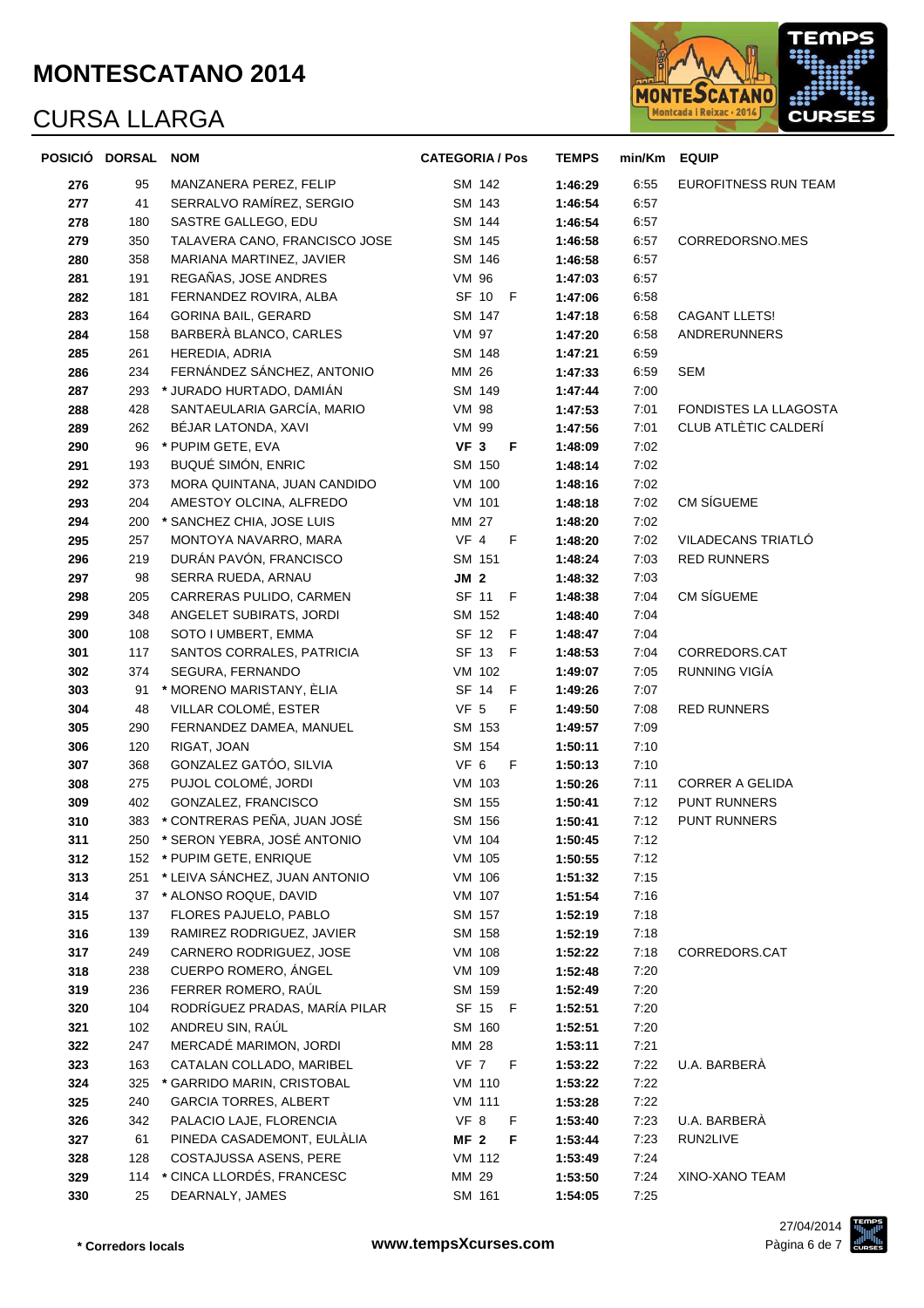# MONTESCATANO 2014

## CURSA LLARGA

| POSICIÓ | DORSAL | NOM | CATEGORIA / Pos | | TEMPS | min/Km | EQUIP |
|---|---|---|---|---|---|---|---|
| 276 | 95 | MANZANERA PEREZ, FELIP | SM 142 | | 1:46:29 | 6:55 | EUROFITNESS RUN TEAM |
| 277 | 41 | SERRALVO RAMÍREZ, SERGIO | SM 143 | | 1:46:54 | 6:57 | |
| 278 | 180 | SASTRE GALLEGO, EDU | SM 144 | | 1:46:54 | 6:57 | |
| 279 | 350 | TALAVERA CANO, FRANCISCO JOSE | SM 145 | | 1:46:58 | 6:57 | CORREDORSNO.MES |
| 280 | 358 | MARIANA MARTINEZ, JAVIER | SM 146 | | 1:46:58 | 6:57 | |
| 281 | 191 | REGAÑAS, JOSE ANDRES | VM 96 | | 1:47:03 | 6:57 | |
| 282 | 181 | FERNANDEZ ROVIRA, ALBA | SF 10 | F | 1:47:06 | 6:58 | |
| 283 | 164 | GORINA BAIL, GERARD | SM 147 | | 1:47:18 | 6:58 | CAGANT LLETS! |
| 284 | 158 | BARBERÀ BLANCO, CARLES | VM 97 | | 1:47:20 | 6:58 | ANDRERUNNERS |
| 285 | 261 | HEREDIA, ADRIA | SM 148 | | 1:47:21 | 6:59 | |
| 286 | 234 | FERNÁNDEZ SÁNCHEZ, ANTONIO | MM 26 | | 1:47:33 | 6:59 | SEM |
| 287 | 293 | * JURADO HURTADO, DAMIÁN | SM 149 | | 1:47:44 | 7:00 | |
| 288 | 428 | SANTAEULARIA GARCÍA, MARIO | VM 98 | | 1:47:53 | 7:01 | FONDISTES LA LLAGOSTA |
| 289 | 262 | BÉJAR LATONDA, XAVI | VM 99 | | 1:47:56 | 7:01 | CLUB ATLÈTIC CALDERÍ |
| 290 | 96 | * PUPIM GETE, EVA | **VF 3** | **F** | 1:48:09 | 7:02 | |
| 291 | 193 | BUQUÉ SIMÓN, ENRIC | SM 150 | | 1:48:14 | 7:02 | |
| 292 | 373 | MORA QUINTANA, JUAN CANDIDO | VM 100 | | 1:48:16 | 7:02 | |
| 293 | 204 | AMESTOY OLCINA, ALFREDO | VM 101 | | 1:48:18 | 7:02 | CM SÍGUEME |
| 294 | 200 | * SANCHEZ CHIA, JOSE LUIS | MM 27 | | 1:48:20 | 7:02 | |
| 295 | 257 | MONTOYA NAVARRO, MARA | VF 4 | F | 1:48:20 | 7:02 | VILADECANS TRIATLÓ |
| 296 | 219 | DURÁN PAVÓN, FRANCISCO | SM 151 | | 1:48:24 | 7:03 | RED RUNNERS |
| 297 | 98 | SERRA RUEDA, ARNAU | **JM 2** | | 1:48:32 | 7:03 | |
| 298 | 205 | CARRERAS PULIDO, CARMEN | SF 11 | F | 1:48:38 | 7:04 | CM SÍGUEME |
| 299 | 348 | ANGELET SUBIRATS, JORDI | SM 152 | | 1:48:40 | 7:04 | |
| 300 | 108 | SOTO I UMBERT, EMMA | SF 12 | F | 1:48:47 | 7:04 | |
| 301 | 117 | SANTOS CORRALES, PATRICIA | SF 13 | F | 1:48:53 | 7:04 | CORREDORS.CAT |
| 302 | 374 | SEGURA, FERNANDO | VM 102 | | 1:49:07 | 7:05 | RUNNING VIGÍA |
| 303 | 91 | * MORENO MARISTANY, ÈLIA | SF 14 | F | 1:49:26 | 7:07 | |
| 304 | 48 | VILLAR COLOMÉ, ESTER | VF 5 | F | 1:49:50 | 7:08 | RED RUNNERS |
| 305 | 290 | FERNANDEZ DAMEA, MANUEL | SM 153 | | 1:49:57 | 7:09 | |
| 306 | 120 | RIGAT, JOAN | SM 154 | | 1:50:11 | 7:10 | |
| 307 | 368 | GONZALEZ GATÓO, SILVIA | VF 6 | F | 1:50:13 | 7:10 | |
| 308 | 275 | PUJOL COLOMÉ, JORDI | VM 103 | | 1:50:26 | 7:11 | CORRER A GELIDA |
| 309 | 402 | GONZALEZ, FRANCISCO | SM 155 | | 1:50:41 | 7:12 | PUNT RUNNERS |
| 310 | 383 | * CONTRERAS PEÑA, JUAN JOSÉ | SM 156 | | 1:50:41 | 7:12 | PUNT RUNNERS |
| 311 | 250 | * SERON YEBRA, JOSÉ ANTONIO | VM 104 | | 1:50:45 | 7:12 | |
| 312 | 152 | * PUPIM GETE, ENRIQUE | VM 105 | | 1:50:55 | 7:12 | |
| 313 | 251 | * LEIVA SÁNCHEZ, JUAN ANTONIO | VM 106 | | 1:51:32 | 7:15 | |
| 314 | 37 | * ALONSO ROQUE, DAVID | VM 107 | | 1:51:54 | 7:16 | |
| 315 | 137 | FLORES PAJUELO, PABLO | SM 157 | | 1:52:19 | 7:18 | |
| 316 | 139 | RAMIREZ RODRIGUEZ, JAVIER | SM 158 | | 1:52:19 | 7:18 | |
| 317 | 249 | CARNERO RODRIGUEZ, JOSE | VM 108 | | 1:52:22 | 7:18 | CORREDORS.CAT |
| 318 | 238 | CUERPO ROMERO, ÁNGEL | VM 109 | | 1:52:48 | 7:20 | |
| 319 | 236 | FERRER ROMERO, RAÚL | SM 159 | | 1:52:49 | 7:20 | |
| 320 | 104 | RODRÍGUEZ PRADAS, MARÍA PILAR | SF 15 | F | 1:52:51 | 7:20 | |
| 321 | 102 | ANDREU SIN, RAÚL | SM 160 | | 1:52:51 | 7:20 | |
| 322 | 247 | MERCADÉ MARIMON, JORDI | MM 28 | | 1:53:11 | 7:21 | |
| 323 | 163 | CATALAN COLLADO, MARIBEL | VF 7 | F | 1:53:22 | 7:22 | U.A. BARBERÀ |
| 324 | 325 | * GARRIDO MARIN, CRISTOBAL | VM 110 | | 1:53:22 | 7:22 | |
| 325 | 240 | GARCIA TORRES, ALBERT | VM 111 | | 1:53:28 | 7:22 | |
| 326 | 342 | PALACIO LAJE, FLORENCIA | VF 8 | F | 1:53:40 | 7:23 | U.A. BARBERÀ |
| 327 | 61 | PINEDA CASADEMONT, EULÀLIA | **MF 2** | **F** | 1:53:44 | 7:23 | RUN2LIVE |
| 328 | 128 | COSTAJUSSA ASENS, PERE | VM 112 | | 1:53:49 | 7:24 | |
| 329 | 114 | * CINCA LLORDÉS, FRANCESC | MM 29 | | 1:53:50 | 7:24 | XINO-XANO TEAM |
| 330 | 25 | DEARNALY, JAMES | SM 161 | | 1:54:05 | 7:25 | |

**\* Corredors locals** — **www.tempsXcurses.com** — 27/04/2014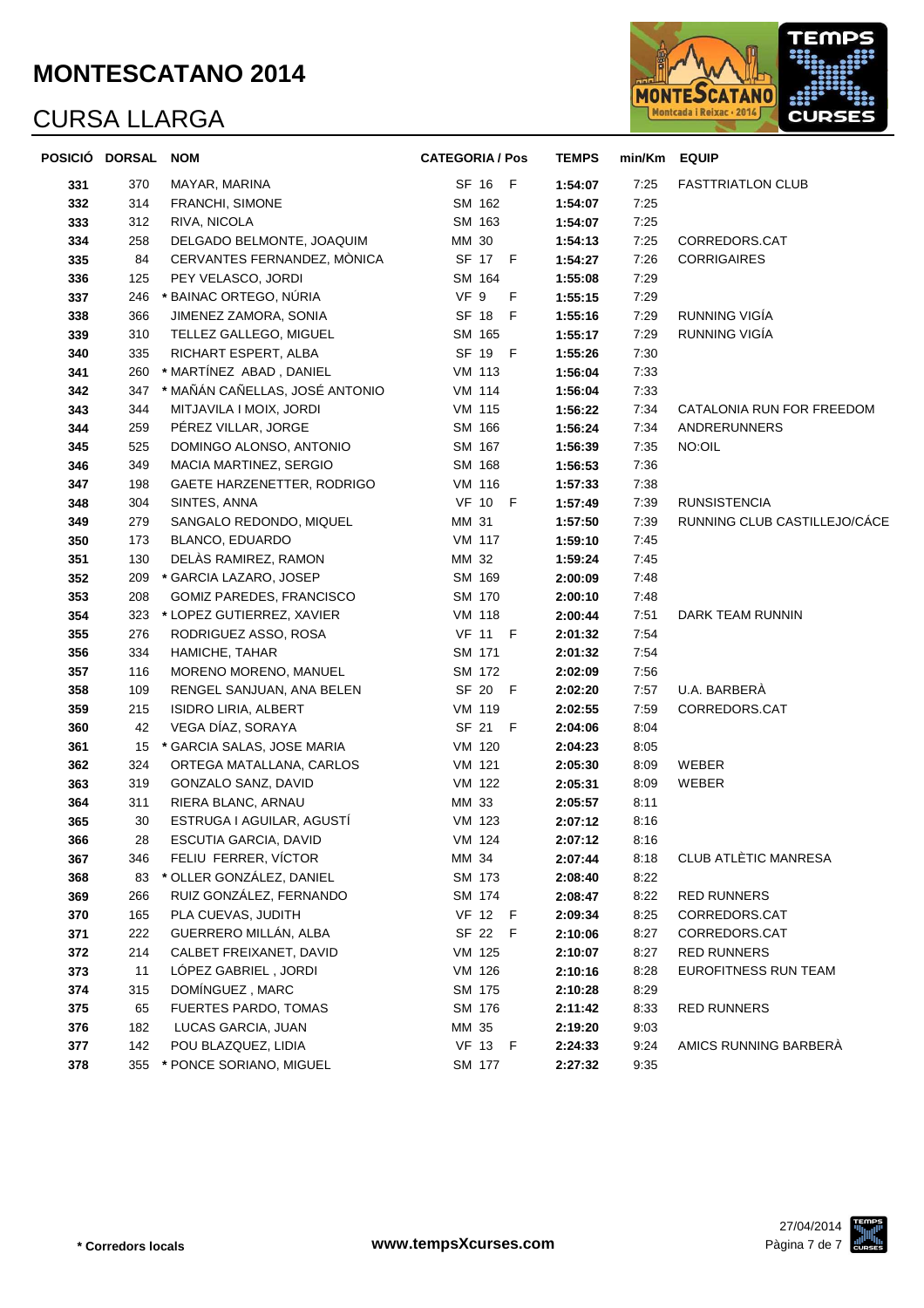# MONTESCATANO 2014

## CURSA LLARGA

| POSICIÓ | DORSAL | NOM | CATEGORIA / Pos | | | TEMPS | min/Km | EQUIP |
|---|---|---|---|---|---|---|---|---|
| 331 | 370 | MAYAR, MARINA | SF | 16 | F | 1:54:07 | 7:25 | FASTTRIATLON CLUB |
| 332 | 314 | FRANCHI, SIMONE | SM | 162 | | 1:54:07 | 7:25 | |
| 333 | 312 | RIVA, NICOLA | SM | 163 | | 1:54:07 | 7:25 | |
| 334 | 258 | DELGADO BELMONTE, JOAQUIM | MM | 30 | | 1:54:13 | 7:25 | CORREDORS.CAT |
| 335 | 84 | CERVANTES FERNANDEZ, MÒNICA | SF | 17 | F | 1:54:27 | 7:26 | CORRIGAIRES |
| 336 | 125 | PEY VELASCO, JORDI | SM | 164 | | 1:55:08 | 7:29 | |
| 337 | 246 | * BAINAC ORTEGO, NÚRIA | VF | 9 | F | 1:55:15 | 7:29 | |
| 338 | 366 | JIMENEZ ZAMORA, SONIA | SF | 18 | F | 1:55:16 | 7:29 | RUNNING VIGÍA |
| 339 | 310 | TELLEZ GALLEGO, MIGUEL | SM | 165 | | 1:55:17 | 7:29 | RUNNING VIGÍA |
| 340 | 335 | RICHART ESPERT, ALBA | SF | 19 | F | 1:55:26 | 7:30 | |
| 341 | 260 | * MARTÍNEZ ABAD , DANIEL | VM | 113 | | 1:56:04 | 7:33 | |
| 342 | 347 | * MAÑÁN CAÑELLAS, JOSÉ ANTONIO | VM | 114 | | 1:56:04 | 7:33 | |
| 343 | 344 | MITJAVILA I MOIX, JORDI | VM | 115 | | 1:56:22 | 7:34 | CATALONIA RUN FOR FREEDOM |
| 344 | 259 | PÉREZ VILLAR, JORGE | SM | 166 | | 1:56:24 | 7:34 | ANDRERUNNERS |
| 345 | 525 | DOMINGO ALONSO, ANTONIO | SM | 167 | | 1:56:39 | 7:35 | NO:OIL |
| 346 | 349 | MACIA MARTINEZ, SERGIO | SM | 168 | | 1:56:53 | 7:36 | |
| 347 | 198 | GAETE HARZENETTER, RODRIGO | VM | 116 | | 1:57:33 | 7:38 | |
| 348 | 304 | SINTES, ANNA | VF | 10 | F | 1:57:49 | 7:39 | RUNSISTENCIA |
| 349 | 279 | SANGALO REDONDO, MIQUEL | MM | 31 | | 1:57:50 | 7:39 | RUNNING CLUB CASTILLEJO/CÁCE |
| 350 | 173 | BLANCO, EDUARDO | VM | 117 | | 1:59:10 | 7:45 | |
| 351 | 130 | DELÀS RAMIREZ, RAMON | MM | 32 | | 1:59:24 | 7:45 | |
| 352 | 209 | * GARCIA LAZARO, JOSEP | SM | 169 | | 2:00:09 | 7:48 | |
| 353 | 208 | GOMIZ PAREDES, FRANCISCO | SM | 170 | | 2:00:10 | 7:48 | |
| 354 | 323 | * LOPEZ GUTIERREZ, XAVIER | VM | 118 | | 2:00:44 | 7:51 | DARK TEAM RUNNIN |
| 355 | 276 | RODRIGUEZ ASSO, ROSA | VF | 11 | F | 2:01:32 | 7:54 | |
| 356 | 334 | HAMICHE, TAHAR | SM | 171 | | 2:01:32 | 7:54 | |
| 357 | 116 | MORENO MORENO, MANUEL | SM | 172 | | 2:02:09 | 7:56 | |
| 358 | 109 | RENGEL SANJUAN, ANA BELEN | SF | 20 | F | 2:02:20 | 7:57 | U.A. BARBERÀ |
| 359 | 215 | ISIDRO LIRIA, ALBERT | VM | 119 | | 2:02:55 | 7:59 | CORREDORS.CAT |
| 360 | 42 | VEGA DÍAZ, SORAYA | SF | 21 | F | 2:04:06 | 8:04 | |
| 361 | 15 | * GARCIA SALAS, JOSE MARIA | VM | 120 | | 2:04:23 | 8:05 | |
| 362 | 324 | ORTEGA MATALLANA, CARLOS | VM | 121 | | 2:05:30 | 8:09 | WEBER |
| 363 | 319 | GONZALO SANZ, DAVID | VM | 122 | | 2:05:31 | 8:09 | WEBER |
| 364 | 311 | RIERA BLANC, ARNAU | MM | 33 | | 2:05:57 | 8:11 | |
| 365 | 30 | ESTRUGA I AGUILAR, AGUSTÍ | VM | 123 | | 2:07:12 | 8:16 | |
| 366 | 28 | ESCUTIA GARCIA, DAVID | VM | 124 | | 2:07:12 | 8:16 | |
| 367 | 346 | FELIU FERRER, VÍCTOR | MM | 34 | | 2:07:44 | 8:18 | CLUB ATLÈTIC MANRESA |
| 368 | 83 | * OLLER GONZÁLEZ, DANIEL | SM | 173 | | 2:08:40 | 8:22 | |
| 369 | 266 | RUIZ GONZÁLEZ, FERNANDO | SM | 174 | | 2:08:47 | 8:22 | RED RUNNERS |
| 370 | 165 | PLA CUEVAS, JUDITH | VF | 12 | F | 2:09:34 | 8:25 | CORREDORS.CAT |
| 371 | 222 | GUERRERO MILLÁN, ALBA | SF | 22 | F | 2:10:06 | 8:27 | CORREDORS.CAT |
| 372 | 214 | CALBET FREIXANET, DAVID | VM | 125 | | 2:10:07 | 8:27 | RED RUNNERS |
| 373 | 11 | LÓPEZ GABRIEL , JORDI | VM | 126 | | 2:10:16 | 8:28 | EUROFITNESS RUN TEAM |
| 374 | 315 | DOMÍNGUEZ , MARC | SM | 175 | | 2:10:28 | 8:29 | |
| 375 | 65 | FUERTES PARDO, TOMAS | SM | 176 | | 2:11:42 | 8:33 | RED RUNNERS |
| 376 | 182 | LUCAS GARCIA, JUAN | MM | 35 | | 2:19:20 | 9:03 | |
| 377 | 142 | POU BLAZQUEZ, LIDIA | VF | 13 | F | 2:24:33 | 9:24 | AMICS RUNNING BARBERÀ |
| 378 | 355 | * PONCE SORIANO, MIGUEL | SM | 177 | | 2:27:32 | 9:35 | |

**\* Corredors locals**

**www.tempsXcurses.com**

27/04/2014